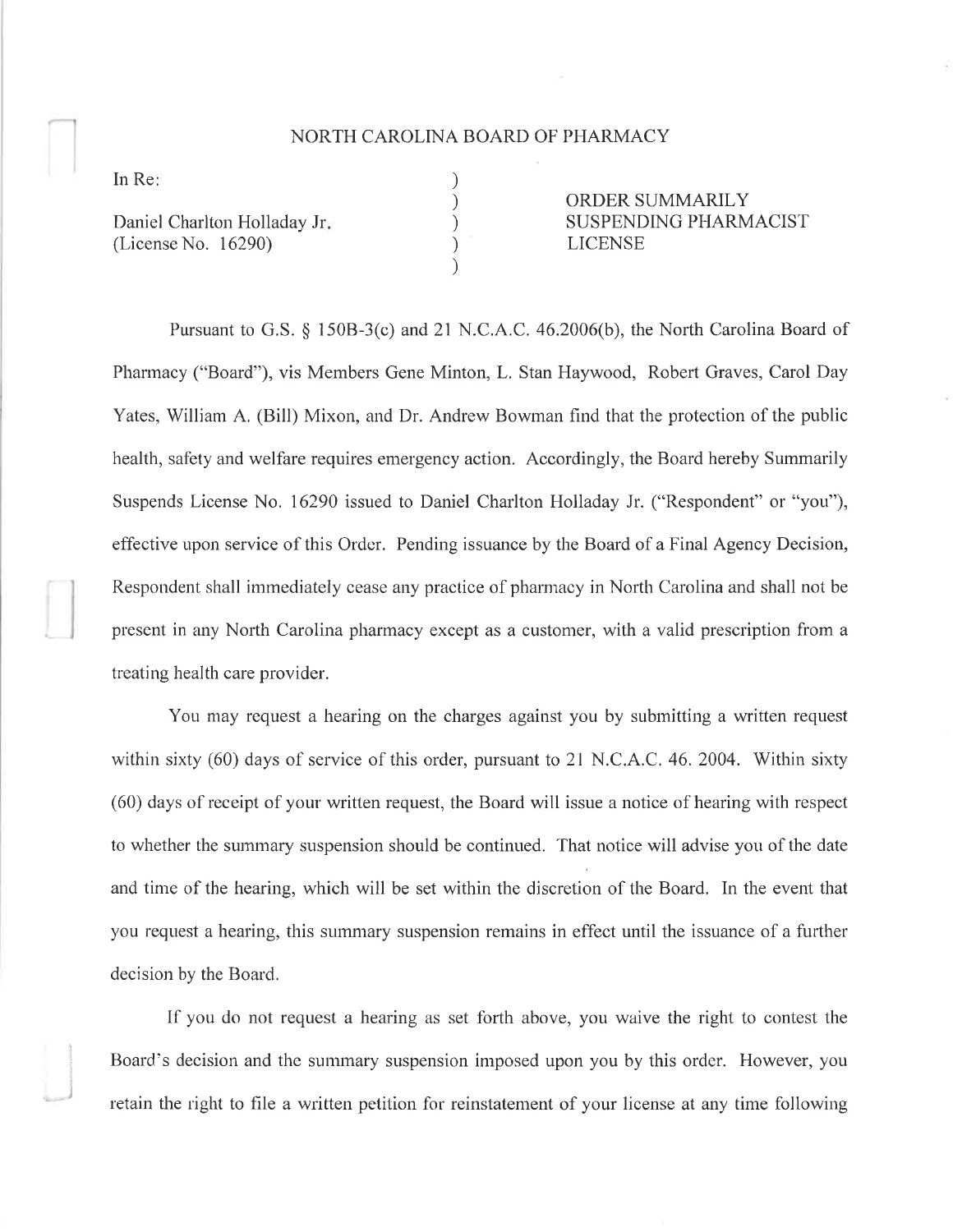# NORTH CAROLINA BOARD OF PHARMACY

| | | |
|---|---|---|
| In Re: | ) | |
| | ) | ORDER SUMMARILY |
| Daniel Charlton Holladay Jr. | ) | SUSPENDING PHARMACIST |
| (License No. 16290) | ) | LICENSE |
| | ) | |

Pursuant to G.S. § 150B-3(c) and 21 N.C.A.C. 46.2006(b), the North Carolina Board of Pharmacy ("Board"), vis Members Gene Minton, L. Stan Haywood, Robert Graves, Carol Day Yates, William A. (Bill) Mixon, and Dr. Andrew Bowman find that the protection of the public health, safety and welfare requires emergency action. Accordingly, the Board hereby Summarily Suspends License No. 16290 issued to Daniel Charlton Holladay Jr. ("Respondent" or "you"), effective upon service of this Order. Pending issuance by the Board of a Final Agency Decision, Respondent shall immediately cease any practice of pharmacy in North Carolina and shall not be present in any North Carolina pharmacy except as a customer, with a valid prescription from a treating health care provider.

You may request a hearing on the charges against you by submitting a written request within sixty (60) days of service of this order, pursuant to 21 N.C.A.C. 46. 2004. Within sixty (60) days of receipt of your written request, the Board will issue a notice of hearing with respect to whether the summary suspension should be continued. That notice will advise you of the date and time of the hearing, which will be set within the discretion of the Board. In the event that you request a hearing, this summary suspension remains in effect until the issuance of a further decision by the Board.

If you do not request a hearing as set forth above, you waive the right to contest the Board's decision and the summary suspension imposed upon you by this order. However, you retain the right to file a written petition for reinstatement of your license at any time following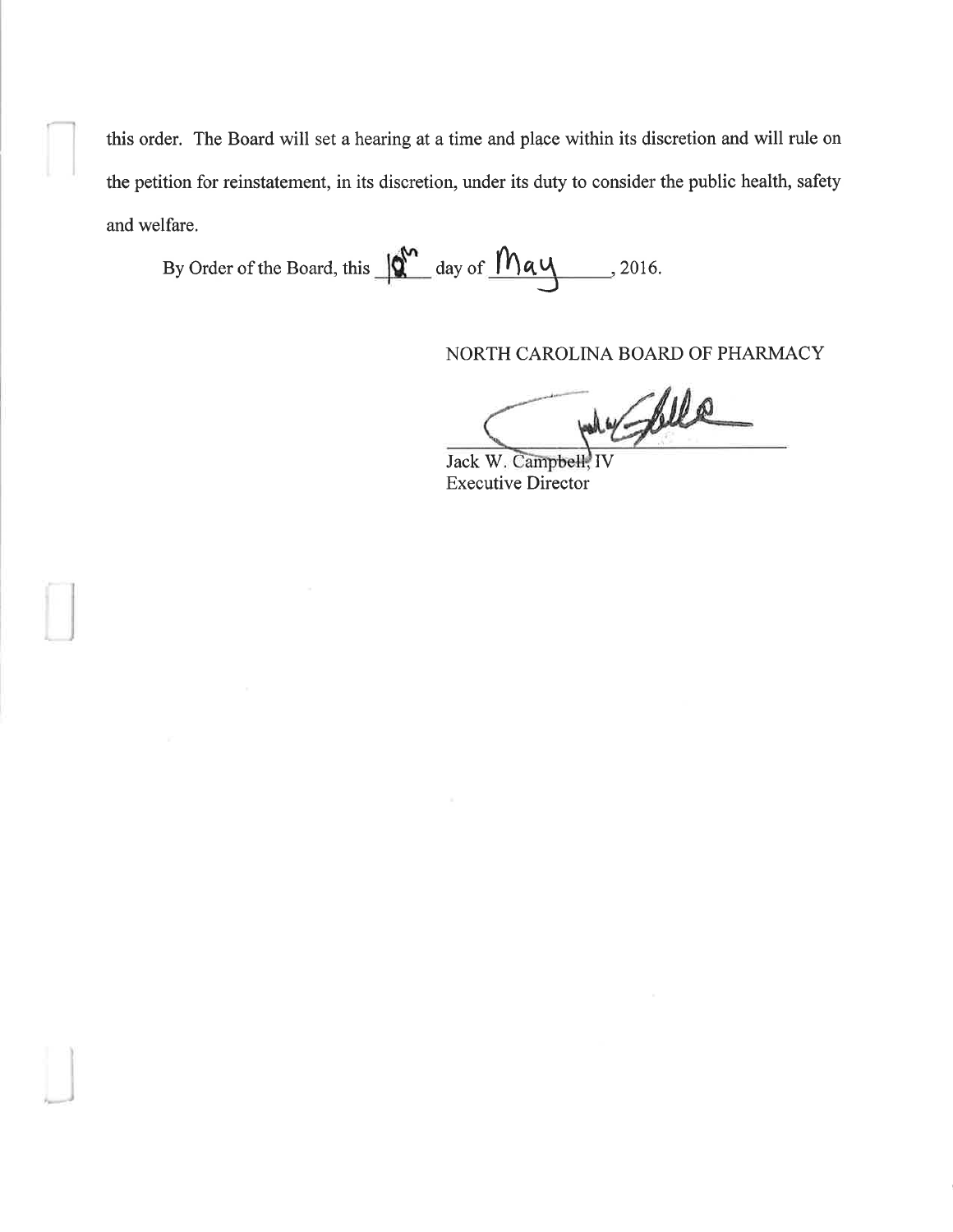this order. The Board will set a hearing at a time and place within its discretion and will rule on the petition for reinstatement, in its discretion, under its duty to consider the public health, safety and welfare.

By Order of the Board, this 10th day of May, 2016.

NORTH CAROLINA BOARD OF PHARMACY

Jack W. Campbell, IV
Executive Director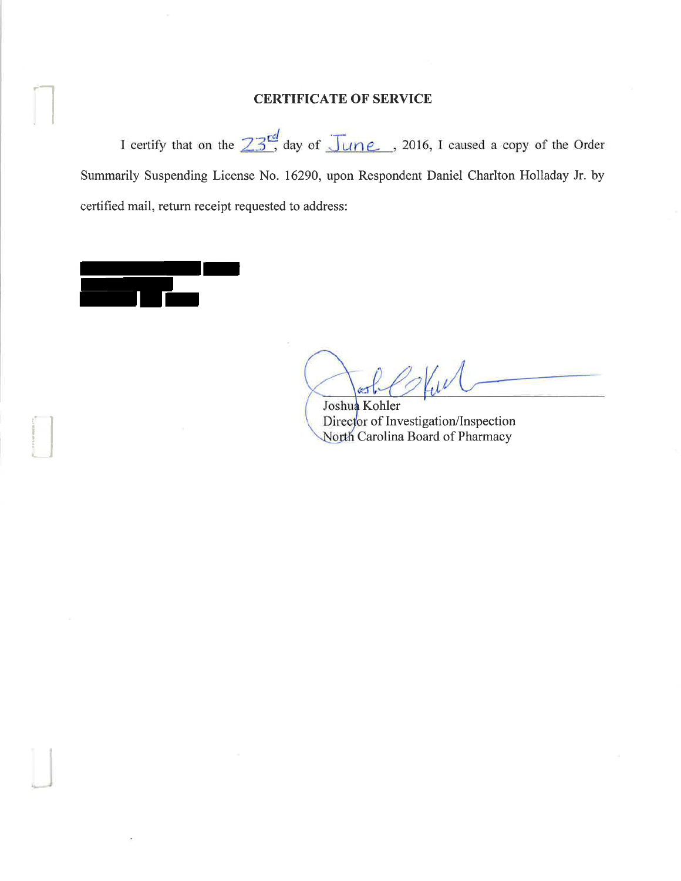## CERTIFICATE OF SERVICE

I certify that on the 23rd day of June, 2016, I caused a copy of the Order Summarily Suspending License No. 16290, upon Respondent Daniel Charlton Holladay Jr. by certified mail, return receipt requested to address:

Joshua Kohler
Director of Investigation/Inspection
North Carolina Board of Pharmacy